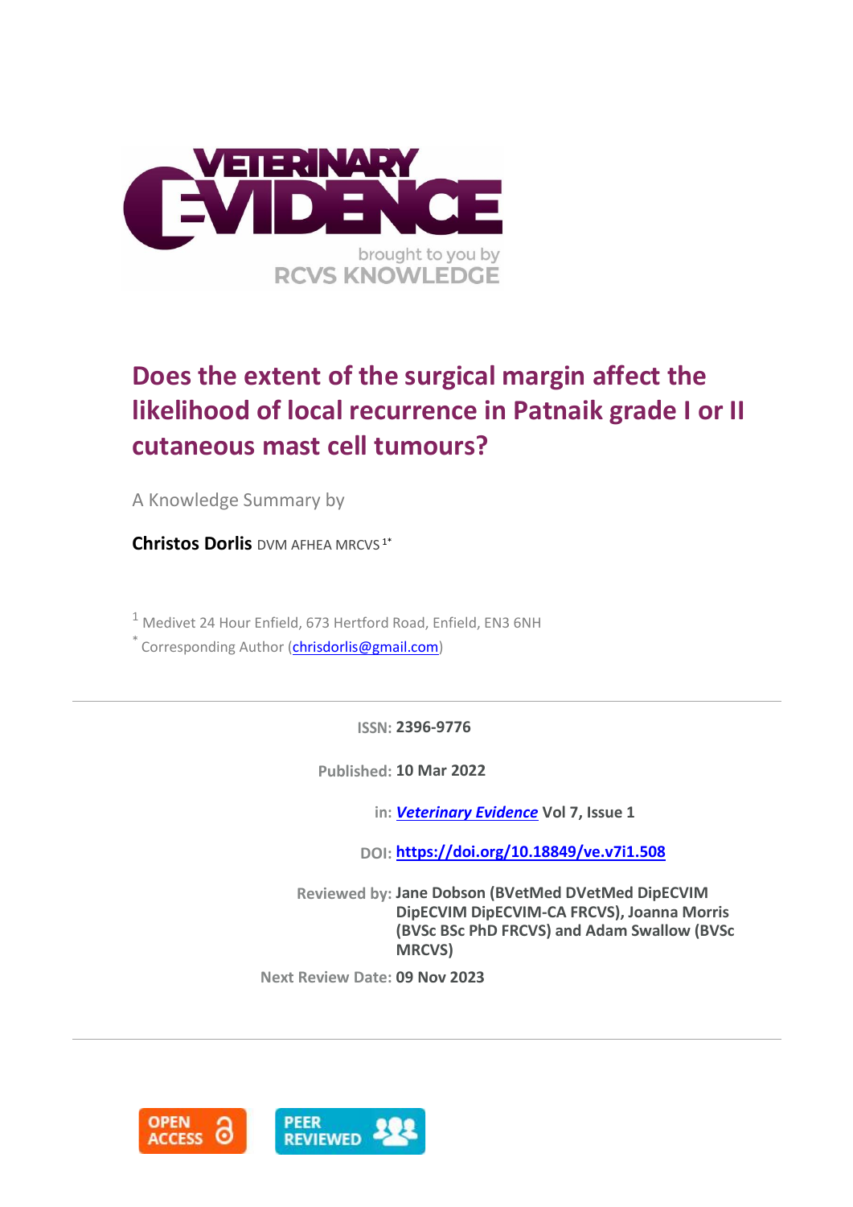# Does the extent of the surgical margin affect the likelihood of local recurrence in Patnaik grade I or II cutaneous mast cell tumours?

A Knowledge Summary by

**Christos Dorlis** DVM AFHEA MRCVS [1*]

[1] Medivet 24 Hour Enfield, 673 Hertford Road, Enfield, EN3 6NH

[*] Corresponding Author (chrisdorlis@gmail.com)

---

**ISSN:** 2396-9776

**Published:** 10 Mar 2022

**in:** ***Veterinary Evidence*** Vol 7, Issue 1

**DOI:** https://doi.org/10.18849/ve.v7i1.508

**Reviewed by:** Jane Dobson (BVetMed DVetMed DipECVIM DipECVIM DipECVIM-CA FRCVS), Joanna Morris (BVSc BSc PhD FRCVS) and Adam Swallow (BVSc MRCVS)

**Next Review Date:** 09 Nov 2023

---

OPEN ACCESS PEER REVIEWED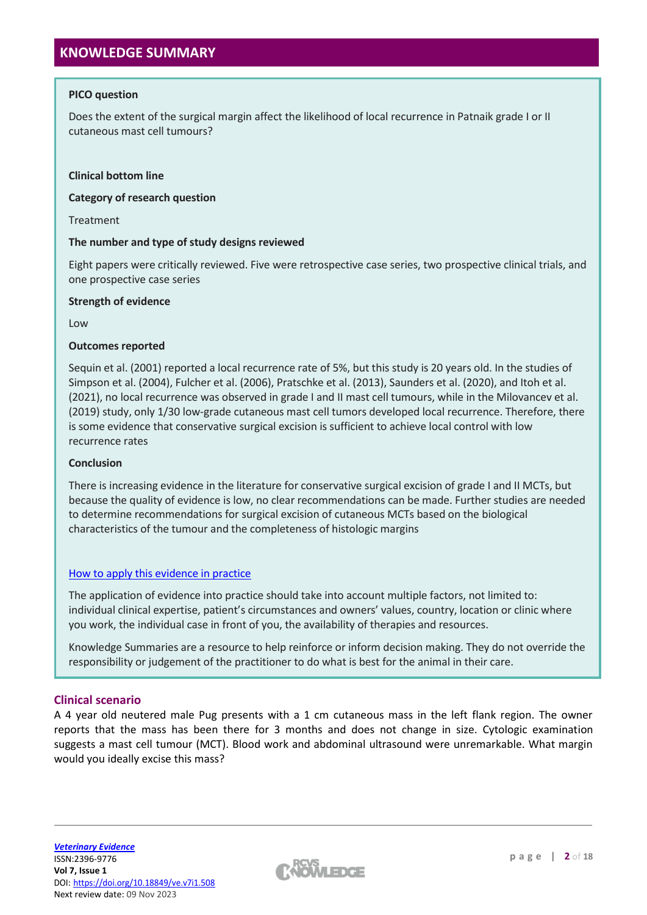## KNOWLEDGE SUMMARY

**PICO question**

Does the extent of the surgical margin affect the likelihood of local recurrence in Patnaik grade I or II cutaneous mast cell tumours?

**Clinical bottom line**

**Category of research question**

Treatment

**The number and type of study designs reviewed**

Eight papers were critically reviewed. Five were retrospective case series, two prospective clinical trials, and one prospective case series

**Strength of evidence**

Low

**Outcomes reported**

Sequin et al. (2001) reported a local recurrence rate of 5%, but this study is 20 years old. In the studies of Simpson et al. (2004), Fulcher et al. (2006), Pratschke et al. (2013), Saunders et al. (2020), and Itoh et al. (2021), no local recurrence was observed in grade I and II mast cell tumours, while in the Milovancev et al. (2019) study, only 1/30 low-grade cutaneous mast cell tumors developed local recurrence. Therefore, there is some evidence that conservative surgical excision is sufficient to achieve local control with low recurrence rates

**Conclusion**

There is increasing evidence in the literature for conservative surgical excision of grade I and II MCTs, but because the quality of evidence is low, no clear recommendations can be made. Further studies are needed to determine recommendations for surgical excision of cutaneous MCTs based on the biological characteristics of the tumour and the completeness of histologic margins

How to apply this evidence in practice

The application of evidence into practice should take into account multiple factors, not limited to: individual clinical expertise, patient's circumstances and owners' values, country, location or clinic where you work, the individual case in front of you, the availability of therapies and resources.

Knowledge Summaries are a resource to help reinforce or inform decision making. They do not override the responsibility or judgement of the practitioner to do what is best for the animal in their care.

### Clinical scenario

A 4 year old neutered male Pug presents with a 1 cm cutaneous mass in the left flank region. The owner reports that the mass has been there for 3 months and does not change in size. Cytologic examination suggests a mast cell tumour (MCT). Blood work and abdominal ultrasound were unremarkable. What margin would you ideally excise this mass?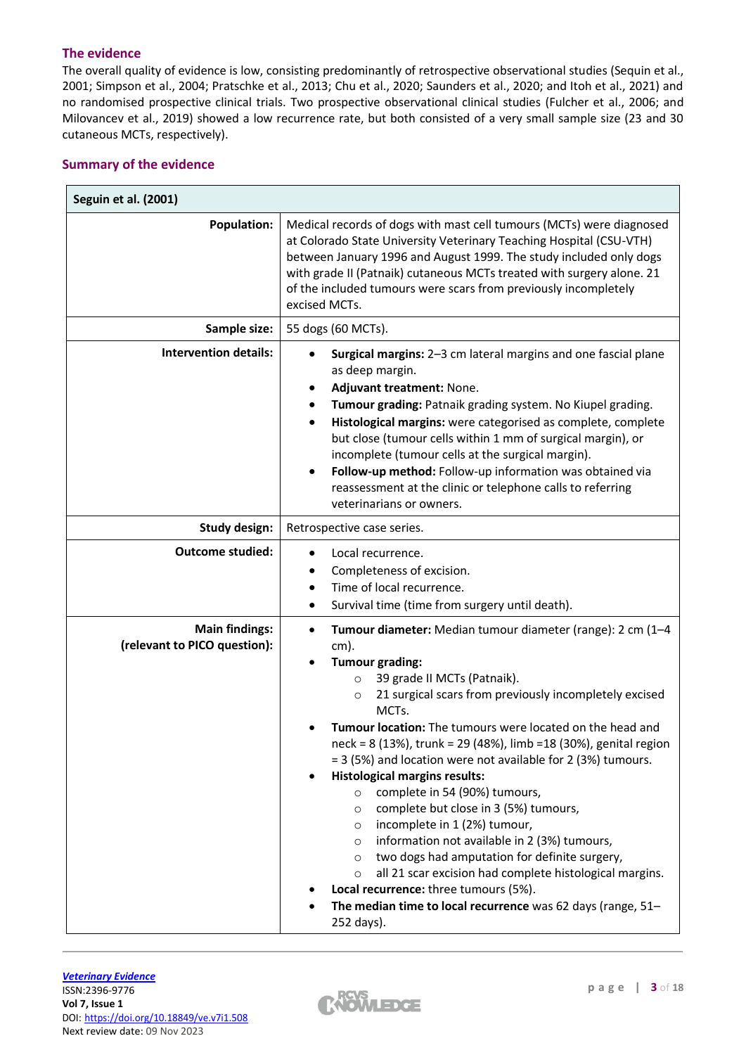## The evidence

The overall quality of evidence is low, consisting predominantly of retrospective observational studies (Sequin et al., 2001; Simpson et al., 2004; Pratschke et al., 2013; Chu et al., 2020; Saunders et al., 2020; and Itoh et al., 2021) and no randomised prospective clinical trials. Two prospective observational clinical studies (Fulcher et al., 2006; and Milovancev et al., 2019) showed a low recurrence rate, but both consisted of a very small sample size (23 and 30 cutaneous MCTs, respectively).

## Summary of the evidence

| Seguin et al. (2001) | |
|---|---|
| **Population:** | Medical records of dogs with mast cell tumours (MCTs) were diagnosed at Colorado State University Veterinary Teaching Hospital (CSU-VTH) between January 1996 and August 1999. The study included only dogs with grade II (Patnaik) cutaneous MCTs treated with surgery alone. 21 of the included tumours were scars from previously incompletely excised MCTs. |
| **Sample size:** | 55 dogs (60 MCTs). |
| **Intervention details:** | • **Surgical margins:** 2–3 cm lateral margins and one fascial plane as deep margin.<br>• **Adjuvant treatment:** None.<br>• **Tumour grading:** Patnaik grading system. No Kiupel grading.<br>• **Histological margins:** were categorised as complete, complete but close (tumour cells within 1 mm of surgical margin), or incomplete (tumour cells at the surgical margin).<br>• **Follow-up method:** Follow-up information was obtained via reassessment at the clinic or telephone calls to referring veterinarians or owners. |
| **Study design:** | Retrospective case series. |
| **Outcome studied:** | • Local recurrence.<br>• Completeness of excision.<br>• Time of local recurrence.<br>• Survival time (time from surgery until death). |
| **Main findings: (relevant to PICO question):** | • **Tumour diameter:** Median tumour diameter (range): 2 cm (1–4 cm).<br>• **Tumour grading:**<br>  ○ 39 grade II MCTs (Patnaik).<br>  ○ 21 surgical scars from previously incompletely excised MCTs.<br>• **Tumour location:** The tumours were located on the head and neck = 8 (13%), trunk = 29 (48%), limb =18 (30%), genital region = 3 (5%) and location were not available for 2 (3%) tumours.<br>• **Histological margins results:**<br>  ○ complete in 54 (90%) tumours,<br>  ○ complete but close in 3 (5%) tumours,<br>  ○ incomplete in 1 (2%) tumour,<br>  ○ information not available in 2 (3%) tumours,<br>  ○ two dogs had amputation for definite surgery,<br>  ○ all 21 scar excision had complete histological margins.<br>• **Local recurrence:** three tumours (5%).<br>• **The median time to local recurrence** was 62 days (range, 51–252 days). |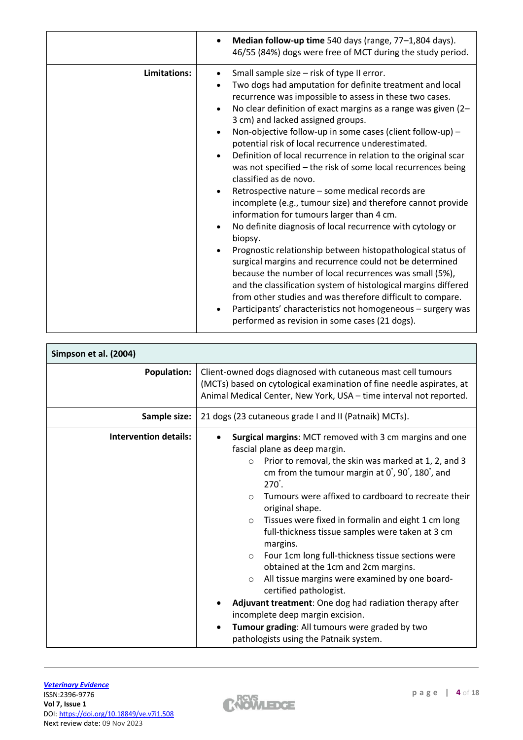| | |
|---|---|
| | • **Median follow-up time** 540 days (range, 77–1,804 days). 46/55 (84%) dogs were free of MCT during the study period. |
| **Limitations:** | • Small sample size – risk of type II error.<br>• Two dogs had amputation for definite treatment and local recurrence was impossible to assess in these two cases.<br>• No clear definition of exact margins as a range was given (2–3 cm) and lacked assigned groups.<br>• Non-objective follow-up in some cases (client follow-up) – potential risk of local recurrence underestimated.<br>• Definition of local recurrence in relation to the original scar was not specified – the risk of some local recurrences being classified as de novo.<br>• Retrospective nature – some medical records are incomplete (e.g., tumour size) and therefore cannot provide information for tumours larger than 4 cm.<br>• No definite diagnosis of local recurrence with cytology or biopsy.<br>• Prognostic relationship between histopathological status of surgical margins and recurrence could not be determined because the number of local recurrences was small (5%), and the classification system of histological margins differed from other studies and was therefore difficult to compare.<br>• Participants' characteristics not homogeneous – surgery was performed as revision in some cases (21 dogs). |

| **Simpson et al. (2004)** | |
|---|---|
| **Population:** | Client-owned dogs diagnosed with cutaneous mast cell tumours (MCTs) based on cytological examination of fine needle aspirates, at Animal Medical Center, New York, USA – time interval not reported. |
| **Sample size:** | 21 dogs (23 cutaneous grade I and II (Patnaik) MCTs). |
| **Intervention details:** | • **Surgical margins**: MCT removed with 3 cm margins and one fascial plane as deep margin.<br>&nbsp;&nbsp;&nbsp;&nbsp;○ Prior to removal, the skin was marked at 1, 2, and 3 cm from the tumour margin at 0˚, 90˚, 180˚, and 270˚.<br>&nbsp;&nbsp;&nbsp;&nbsp;○ Tumours were affixed to cardboard to recreate their original shape.<br>&nbsp;&nbsp;&nbsp;&nbsp;○ Tissues were fixed in formalin and eight 1 cm long full-thickness tissue samples were taken at 3 cm margins.<br>&nbsp;&nbsp;&nbsp;&nbsp;○ Four 1cm long full-thickness tissue sections were obtained at the 1cm and 2cm margins.<br>&nbsp;&nbsp;&nbsp;&nbsp;○ All tissue margins were examined by one board-certified pathologist.<br>• **Adjuvant treatment**: One dog had radiation therapy after incomplete deep margin excision.<br>• **Tumour grading**: All tumours were graded by two pathologists using the Patnaik system. |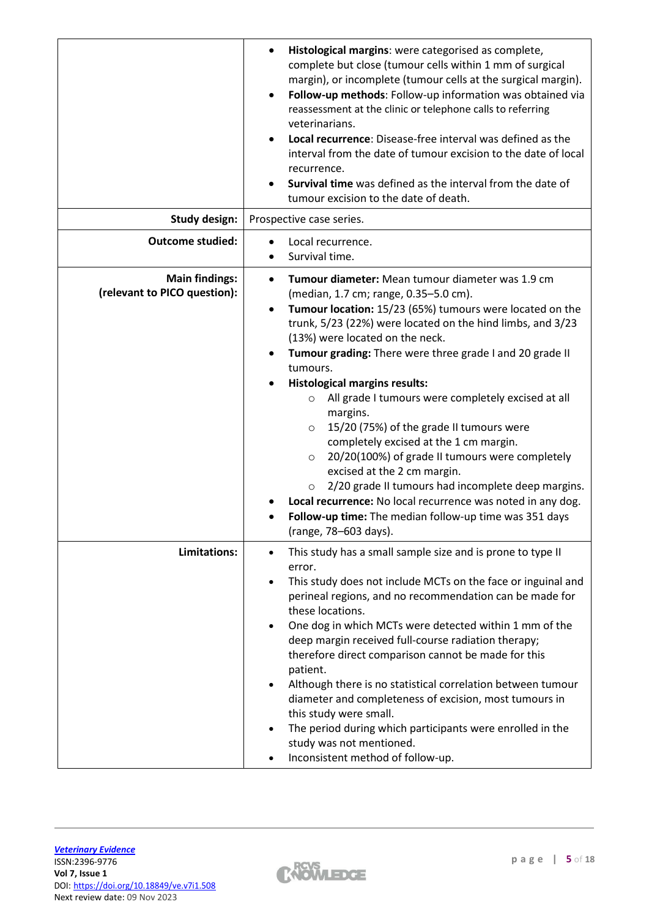| | |
|---|---|
| | • **Histological margins**: were categorised as complete, complete but close (tumour cells within 1 mm of surgical margin), or incomplete (tumour cells at the surgical margin).<br>• **Follow-up methods**: Follow-up information was obtained via reassessment at the clinic or telephone calls to referring veterinarians.<br>• **Local recurrence**: Disease-free interval was defined as the interval from the date of tumour excision to the date of local recurrence.<br>• **Survival time** was defined as the interval from the date of tumour excision to the date of death. |
| **Study design:** | Prospective case series. |
| **Outcome studied:** | • Local recurrence.<br>• Survival time. |
| **Main findings: (relevant to PICO question):** | • **Tumour diameter:** Mean tumour diameter was 1.9 cm (median, 1.7 cm; range, 0.35–5.0 cm).<br>• **Tumour location:** 15/23 (65%) tumours were located on the trunk, 5/23 (22%) were located on the hind limbs, and 3/23 (13%) were located on the neck.<br>• **Tumour grading:** There were three grade I and 20 grade II tumours.<br>• **Histological margins results:**<br>  ○ All grade I tumours were completely excised at all margins.<br>  ○ 15/20 (75%) of the grade II tumours were completely excised at the 1 cm margin.<br>  ○ 20/20(100%) of grade II tumours were completely excised at the 2 cm margin.<br>  ○ 2/20 grade II tumours had incomplete deep margins.<br>• **Local recurrence:** No local recurrence was noted in any dog.<br>• **Follow-up time:** The median follow-up time was 351 days (range, 78–603 days). |
| **Limitations:** | • This study has a small sample size and is prone to type II error.<br>• This study does not include MCTs on the face or inguinal and perineal regions, and no recommendation can be made for these locations.<br>• One dog in which MCTs were detected within 1 mm of the deep margin received full-course radiation therapy; therefore direct comparison cannot be made for this patient.<br>• Although there is no statistical correlation between tumour diameter and completeness of excision, most tumours in this study were small.<br>• The period during which participants were enrolled in the study was not mentioned.<br>• Inconsistent method of follow-up. |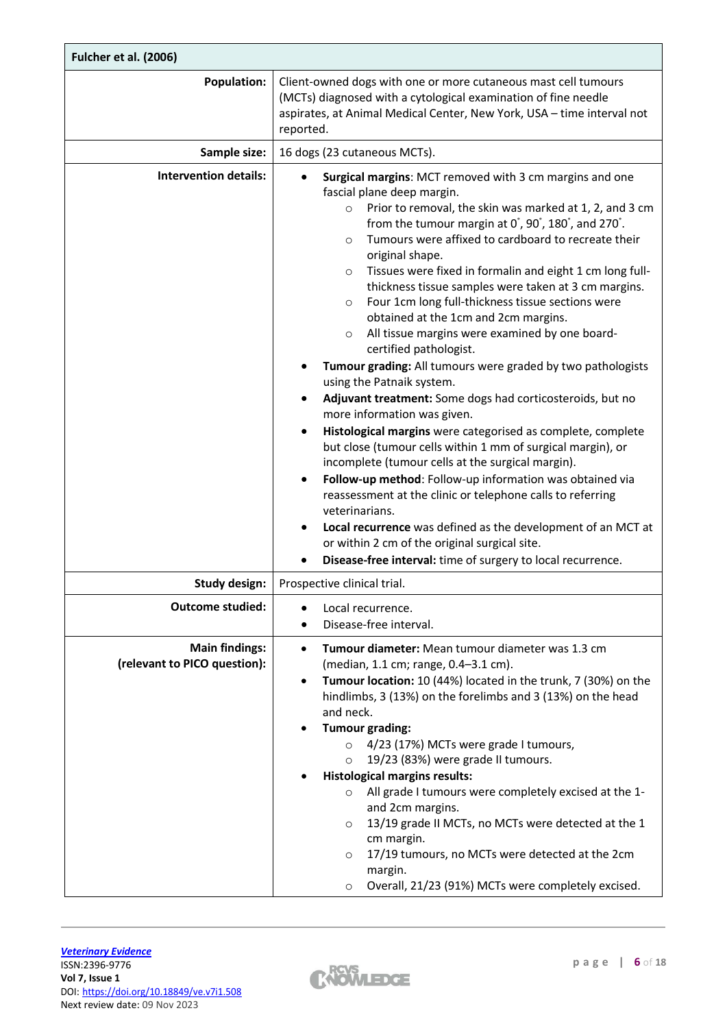| Fulcher et al. (2006) | |
|---|---|
| **Population:** | Client-owned dogs with one or more cutaneous mast cell tumours (MCTs) diagnosed with a cytological examination of fine needle aspirates, at Animal Medical Center, New York, USA – time interval not reported. |
| **Sample size:** | 16 dogs (23 cutaneous MCTs). |
| **Intervention details:** | • **Surgical margins**: MCT removed with 3 cm margins and one fascial plane deep margin.<br>  ○ Prior to removal, the skin was marked at 1, 2, and 3 cm from the tumour margin at 0°, 90°, 180°, and 270°.<br>  ○ Tumours were affixed to cardboard to recreate their original shape.<br>  ○ Tissues were fixed in formalin and eight 1 cm long full-thickness tissue samples were taken at 3 cm margins.<br>  ○ Four 1cm long full-thickness tissue sections were obtained at the 1cm and 2cm margins.<br>  ○ All tissue margins were examined by one board-certified pathologist.<br>• **Tumour grading:** All tumours were graded by two pathologists using the Patnaik system.<br>• **Adjuvant treatment:** Some dogs had corticosteroids, but no more information was given.<br>• **Histological margins** were categorised as complete, complete but close (tumour cells within 1 mm of surgical margin), or incomplete (tumour cells at the surgical margin).<br>• **Follow-up method**: Follow-up information was obtained via reassessment at the clinic or telephone calls to referring veterinarians.<br>• **Local recurrence** was defined as the development of an MCT at or within 2 cm of the original surgical site.<br>• **Disease-free interval:** time of surgery to local recurrence. |
| **Study design:** | Prospective clinical trial. |
| **Outcome studied:** | • Local recurrence.<br>• Disease-free interval. |
| **Main findings:**<br>**(relevant to PICO question):** | • **Tumour diameter:** Mean tumour diameter was 1.3 cm (median, 1.1 cm; range, 0.4–3.1 cm).<br>• **Tumour location:** 10 (44%) located in the trunk, 7 (30%) on the hindlimbs, 3 (13%) on the forelimbs and 3 (13%) on the head and neck.<br>• **Tumour grading:**<br>  ○ 4/23 (17%) MCTs were grade I tumours,<br>  ○ 19/23 (83%) were grade II tumours.<br>• **Histological margins results:**<br>  ○ All grade I tumours were completely excised at the 1- and 2cm margins.<br>  ○ 13/19 grade II MCTs, no MCTs were detected at the 1 cm margin.<br>  ○ 17/19 tumours, no MCTs were detected at the 2cm margin.<br>  ○ Overall, 21/23 (91%) MCTs were completely excised. |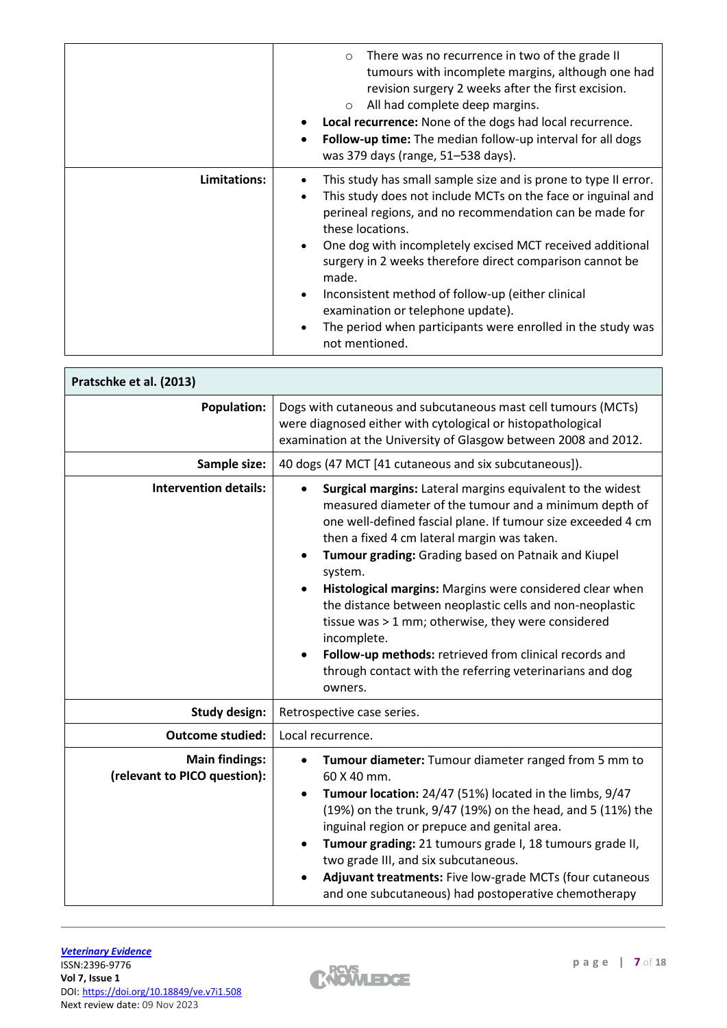| | |
|---|---|
| | ○ There was no recurrence in two of the grade II tumours with incomplete margins, although one had revision surgery 2 weeks after the first excision.<br>○ All had complete deep margins.<br>• **Local recurrence:** None of the dogs had local recurrence.<br>• **Follow-up time:** The median follow-up interval for all dogs was 379 days (range, 51–538 days). |
| **Limitations:** | • This study has small sample size and is prone to type II error.<br>• This study does not include MCTs on the face or inguinal and perineal regions, and no recommendation can be made for these locations.<br>• One dog with incompletely excised MCT received additional surgery in 2 weeks therefore direct comparison cannot be made.<br>• Inconsistent method of follow-up (either clinical examination or telephone update).<br>• The period when participants were enrolled in the study was not mentioned. |

| **Pratschke et al. (2013)** | |
|---|---|
| **Population:** | Dogs with cutaneous and subcutaneous mast cell tumours (MCTs) were diagnosed either with cytological or histopathological examination at the University of Glasgow between 2008 and 2012. |
| **Sample size:** | 40 dogs (47 MCT [41 cutaneous and six subcutaneous]). |
| **Intervention details:** | • **Surgical margins:** Lateral margins equivalent to the widest measured diameter of the tumour and a minimum depth of one well-defined fascial plane. If tumour size exceeded 4 cm then a fixed 4 cm lateral margin was taken.<br>• **Tumour grading:** Grading based on Patnaik and Kiupel system.<br>• **Histological margins:** Margins were considered clear when the distance between neoplastic cells and non-neoplastic tissue was > 1 mm; otherwise, they were considered incomplete.<br>• **Follow-up methods:** retrieved from clinical records and through contact with the referring veterinarians and dog owners. |
| **Study design:** | Retrospective case series. |
| **Outcome studied:** | Local recurrence. |
| **Main findings:**<br>**(relevant to PICO question):** | • **Tumour diameter:** Tumour diameter ranged from 5 mm to 60 X 40 mm.<br>• **Tumour location:** 24/47 (51%) located in the limbs, 9/47 (19%) on the trunk, 9/47 (19%) on the head, and 5 (11%) the inguinal region or prepuce and genital area.<br>• **Tumour grading:** 21 tumours grade I, 18 tumours grade II, two grade III, and six subcutaneous.<br>• **Adjuvant treatments:** Five low-grade MCTs (four cutaneous and one subcutaneous) had postoperative chemotherapy |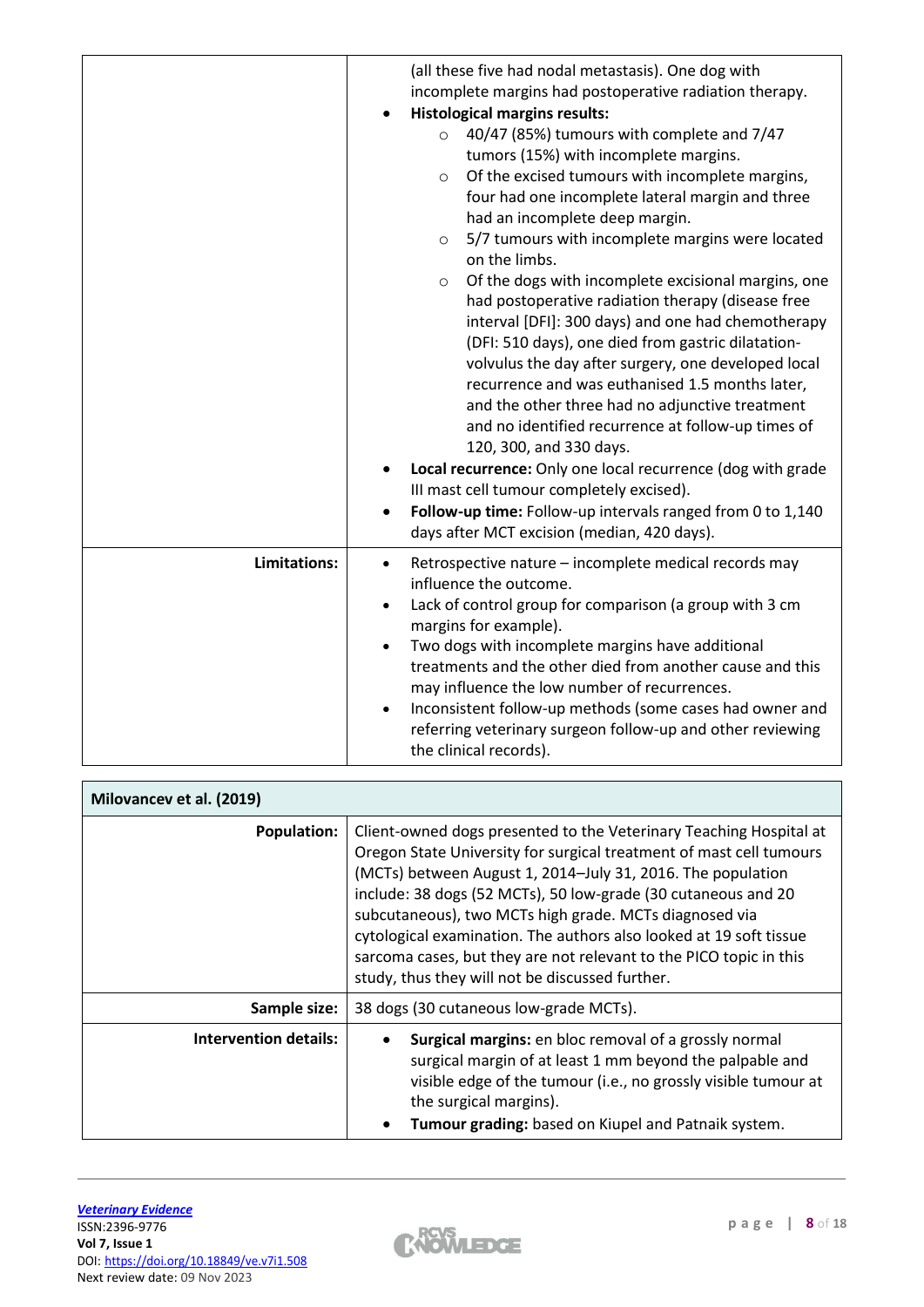| | |
|---|---|
| | (all these five had nodal metastasis). One dog with incomplete margins had postoperative radiation therapy.<br>• **Histological margins results:**<br>  ○ 40/47 (85%) tumours with complete and 7/47 tumors (15%) with incomplete margins.<br>  ○ Of the excised tumours with incomplete margins, four had one incomplete lateral margin and three had an incomplete deep margin.<br>  ○ 5/7 tumours with incomplete margins were located on the limbs.<br>  ○ Of the dogs with incomplete excisional margins, one had postoperative radiation therapy (disease free interval [DFI]: 300 days) and one had chemotherapy (DFI: 510 days), one died from gastric dilatation-volvulus the day after surgery, one developed local recurrence and was euthanised 1.5 months later, and the other three had no adjunctive treatment and no identified recurrence at follow-up times of 120, 300, and 330 days.<br>• **Local recurrence:** Only one local recurrence (dog with grade III mast cell tumour completely excised).<br>• **Follow-up time:** Follow-up intervals ranged from 0 to 1,140 days after MCT excision (median, 420 days). |
| **Limitations:** | • Retrospective nature – incomplete medical records may influence the outcome.<br>• Lack of control group for comparison (a group with 3 cm margins for example).<br>• Two dogs with incomplete margins have additional treatments and the other died from another cause and this may influence the low number of recurrences.<br>• Inconsistent follow-up methods (some cases had owner and referring veterinary surgeon follow-up and other reviewing the clinical records). |

| **Milovancev et al. (2019)** | |
|---|---|
| **Population:** | Client-owned dogs presented to the Veterinary Teaching Hospital at Oregon State University for surgical treatment of mast cell tumours (MCTs) between August 1, 2014–July 31, 2016. The population include: 38 dogs (52 MCTs), 50 low-grade (30 cutaneous and 20 subcutaneous), two MCTs high grade. MCTs diagnosed via cytological examination. The authors also looked at 19 soft tissue sarcoma cases, but they are not relevant to the PICO topic in this study, thus they will not be discussed further. |
| **Sample size:** | 38 dogs (30 cutaneous low-grade MCTs). |
| **Intervention details:** | • **Surgical margins:** en bloc removal of a grossly normal surgical margin of at least 1 mm beyond the palpable and visible edge of the tumour (i.e., no grossly visible tumour at the surgical margins).<br>• **Tumour grading:** based on Kiupel and Patnaik system. |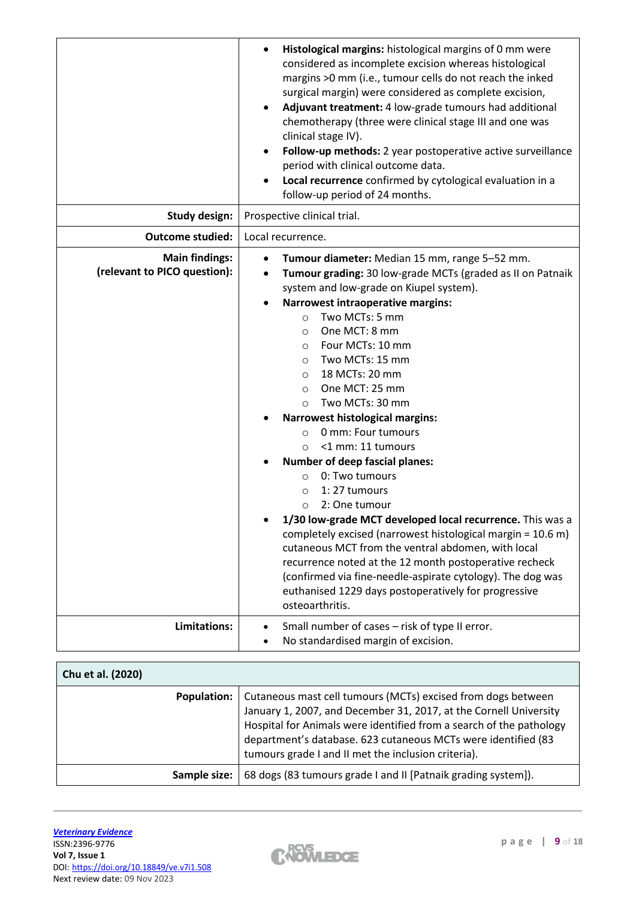| | |
|---|---|
| | • **Histological margins:** histological margins of 0 mm were considered as incomplete excision whereas histological margins >0 mm (i.e., tumour cells do not reach the inked surgical margin) were considered as complete excision,<br>• **Adjuvant treatment:** 4 low-grade tumours had additional chemotherapy (three were clinical stage III and one was clinical stage IV).<br>• **Follow-up methods:** 2 year postoperative active surveillance period with clinical outcome data.<br>• **Local recurrence** confirmed by cytological evaluation in a follow-up period of 24 months. |
| **Study design:** | Prospective clinical trial. |
| **Outcome studied:** | Local recurrence. |
| **Main findings: (relevant to PICO question):** | • **Tumour diameter:** Median 15 mm, range 5–52 mm.<br>• **Tumour grading:** 30 low-grade MCTs (graded as II on Patnaik system and low-grade on Kiupel system).<br>• **Narrowest intraoperative margins:**<br>  ○ Two MCTs: 5 mm<br>  ○ One MCT: 8 mm<br>  ○ Four MCTs: 10 mm<br>  ○ Two MCTs: 15 mm<br>  ○ 18 MCTs: 20 mm<br>  ○ One MCT: 25 mm<br>  ○ Two MCTs: 30 mm<br>• **Narrowest histological margins:**<br>  ○ 0 mm: Four tumours<br>  ○ <1 mm: 11 tumours<br>• **Number of deep fascial planes:**<br>  ○ 0: Two tumours<br>  ○ 1: 27 tumours<br>  ○ 2: One tumour<br>• **1/30 low-grade MCT developed local recurrence.** This was a completely excised (narrowest histological margin = 10.6 m) cutaneous MCT from the ventral abdomen, with local recurrence noted at the 12 month postoperative recheck (confirmed via fine-needle-aspirate cytology). The dog was euthanised 1229 days postoperatively for progressive osteoarthritis. |
| **Limitations:** | • Small number of cases – risk of type II error.<br>• No standardised margin of excision. |

| **Chu et al. (2020)** | |
|---|---|
| **Population:** | Cutaneous mast cell tumours (MCTs) excised from dogs between January 1, 2007, and December 31, 2017, at the Cornell University Hospital for Animals were identified from a search of the pathology department's database. 623 cutaneous MCTs were identified (83 tumours grade I and II met the inclusion criteria). |
| **Sample size:** | 68 dogs (83 tumours grade I and II [Patnaik grading system]). |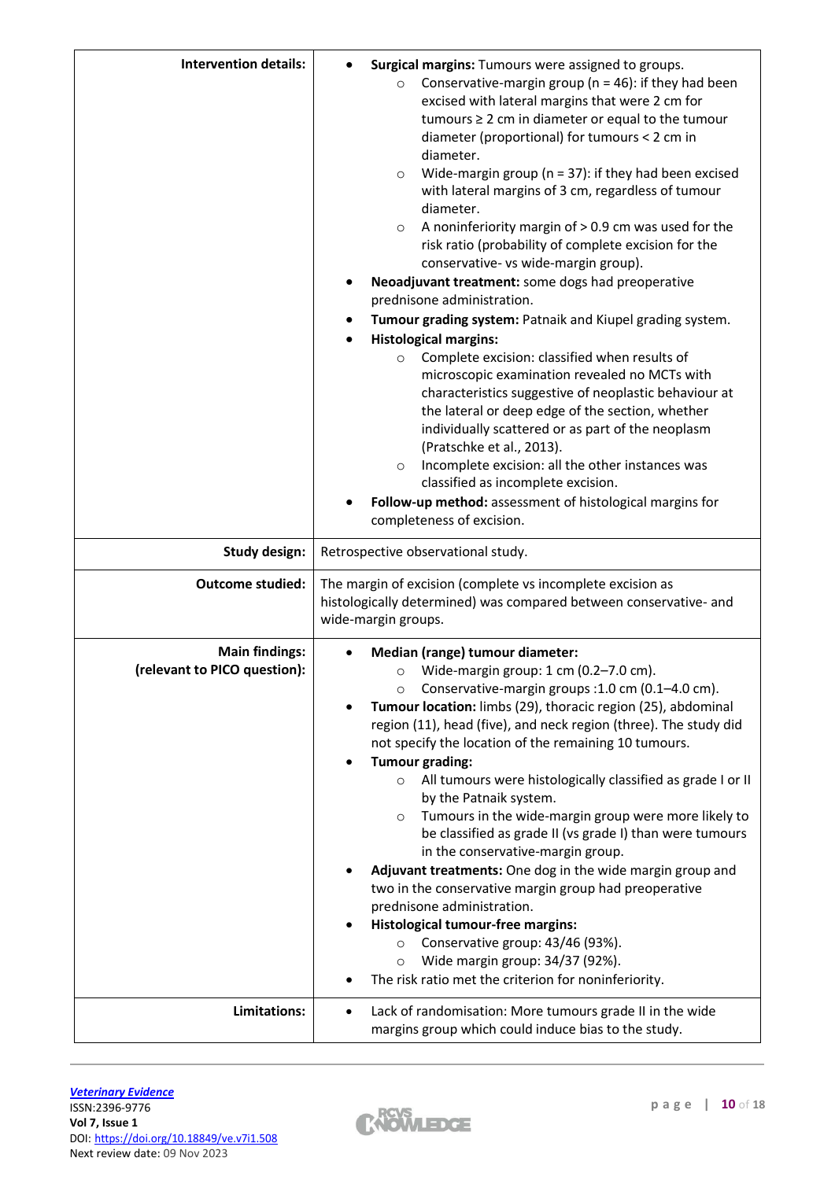| | |
|---|---|
| **Intervention details:** | • **Surgical margins:** Tumours were assigned to groups.<br>  ○ Conservative-margin group (n = 46): if they had been excised with lateral margins that were 2 cm for tumours ≥ 2 cm in diameter or equal to the tumour diameter (proportional) for tumours < 2 cm in diameter.<br>  ○ Wide-margin group (n = 37): if they had been excised with lateral margins of 3 cm, regardless of tumour diameter.<br>  ○ A noninferiority margin of > 0.9 cm was used for the risk ratio (probability of complete excision for the conservative- vs wide-margin group).<br>• **Neoadjuvant treatment:** some dogs had preoperative prednisone administration.<br>• **Tumour grading system:** Patnaik and Kiupel grading system.<br>• **Histological margins:**<br>  ○ Complete excision: classified when results of microscopic examination revealed no MCTs with characteristics suggestive of neoplastic behaviour at the lateral or deep edge of the section, whether individually scattered or as part of the neoplasm (Pratschke et al., 2013).<br>  ○ Incomplete excision: all the other instances was classified as incomplete excision.<br>• **Follow-up method:** assessment of histological margins for completeness of excision. |
| **Study design:** | Retrospective observational study. |
| **Outcome studied:** | The margin of excision (complete vs incomplete excision as histologically determined) was compared between conservative- and wide-margin groups. |
| **Main findings:**<br>**(relevant to PICO question):** | • **Median (range) tumour diameter:**<br>  ○ Wide-margin group: 1 cm (0.2–7.0 cm).<br>  ○ Conservative-margin groups :1.0 cm (0.1–4.0 cm).<br>• **Tumour location:** limbs (29), thoracic region (25), abdominal region (11), head (five), and neck region (three). The study did not specify the location of the remaining 10 tumours.<br>• **Tumour grading:**<br>  ○ All tumours were histologically classified as grade I or II by the Patnaik system.<br>  ○ Tumours in the wide-margin group were more likely to be classified as grade II (vs grade I) than were tumours in the conservative-margin group.<br>• **Adjuvant treatments:** One dog in the wide margin group and two in the conservative margin group had preoperative prednisone administration.<br>• **Histological tumour-free margins:**<br>  ○ Conservative group: 43/46 (93%).<br>  ○ Wide margin group: 34/37 (92%).<br>• The risk ratio met the criterion for noninferiority. |
| **Limitations:** | • Lack of randomisation: More tumours grade II in the wide margins group which could induce bias to the study. |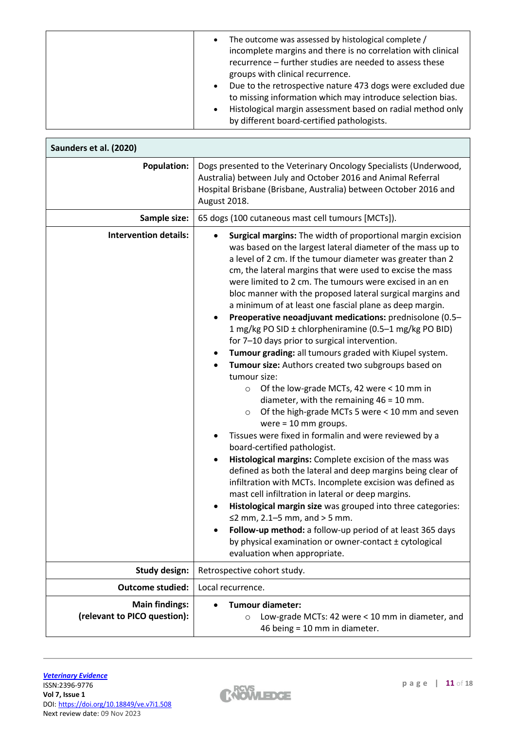| | |
|---|---|
| | • The outcome was assessed by histological complete / incomplete margins and there is no correlation with clinical recurrence – further studies are needed to assess these groups with clinical recurrence.<br>• Due to the retrospective nature 473 dogs were excluded due to missing information which may introduce selection bias.<br>• Histological margin assessment based on radial method only by different board-certified pathologists. |

| **Saunders et al. (2020)** | |
|---|---|
| **Population:** | Dogs presented to the Veterinary Oncology Specialists (Underwood, Australia) between July and October 2016 and Animal Referral Hospital Brisbane (Brisbane, Australia) between October 2016 and August 2018. |
| **Sample size:** | 65 dogs (100 cutaneous mast cell tumours [MCTs]). |
| **Intervention details:** | • **Surgical margins:** The width of proportional margin excision was based on the largest lateral diameter of the mass up to a level of 2 cm. If the tumour diameter was greater than 2 cm, the lateral margins that were used to excise the mass were limited to 2 cm. The tumours were excised in an en bloc manner with the proposed lateral surgical margins and a minimum of at least one fascial plane as deep margin.<br>• **Preoperative neoadjuvant medications:** prednisolone (0.5–1 mg/kg PO SID ± chlorpheniramine (0.5–1 mg/kg PO BID) for 7–10 days prior to surgical intervention.<br>• **Tumour grading:** all tumours graded with Kiupel system.<br>• **Tumour size:** Authors created two subgroups based on tumour size:<br>  ○ Of the low-grade MCTs, 42 were < 10 mm in diameter, with the remaining 46 = 10 mm.<br>  ○ Of the high-grade MCTs 5 were < 10 mm and seven were = 10 mm groups.<br>• Tissues were fixed in formalin and were reviewed by a board-certified pathologist.<br>• **Histological margins:** Complete excision of the mass was defined as both the lateral and deep margins being clear of infiltration with MCTs. Incomplete excision was defined as mast cell infiltration in lateral or deep margins.<br>• **Histological margin size** was grouped into three categories: ≤2 mm, 2.1–5 mm, and > 5 mm.<br>• **Follow-up method:** a follow-up period of at least 365 days by physical examination or owner-contact ± cytological evaluation when appropriate. |
| **Study design:** | Retrospective cohort study. |
| **Outcome studied:** | Local recurrence. |
| **Main findings: (relevant to PICO question):** | • **Tumour diameter:**<br>  ○ Low-grade MCTs: 42 were < 10 mm in diameter, and 46 being = 10 mm in diameter. |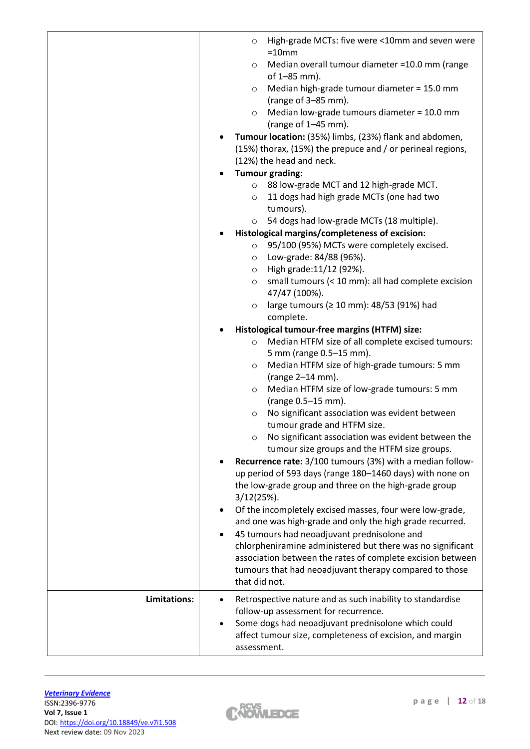| | |
|---|---|
| | - High-grade MCTs: five were <10mm and seven were =10mm<br>- Median overall tumour diameter =10.0 mm (range of 1–85 mm).<br>- Median high-grade tumour diameter = 15.0 mm (range of 3–85 mm).<br>- Median low-grade tumours diameter = 10.0 mm (range of 1–45 mm).<br>• **Tumour location:** (35%) limbs, (23%) flank and abdomen, (15%) thorax, (15%) the prepuce and / or perineal regions, (12%) the head and neck.<br>• **Tumour grading:**<br>- 88 low-grade MCT and 12 high-grade MCT.<br>- 11 dogs had high grade MCTs (one had two tumours).<br>- 54 dogs had low-grade MCTs (18 multiple).<br>• **Histological margins/completeness of excision:**<br>- 95/100 (95%) MCTs were completely excised.<br>- Low-grade: 84/88 (96%).<br>- High grade:11/12 (92%).<br>- small tumours (< 10 mm): all had complete excision 47/47 (100%).<br>- large tumours (≥ 10 mm): 48/53 (91%) had complete.<br>• **Histological tumour-free margins (HTFM) size:**<br>- Median HTFM size of all complete excised tumours: 5 mm (range 0.5–15 mm).<br>- Median HTFM size of high-grade tumours: 5 mm (range 2–14 mm).<br>- Median HTFM size of low-grade tumours: 5 mm (range 0.5–15 mm).<br>- No significant association was evident between tumour grade and HTFM size.<br>- No significant association was evident between the tumour size groups and the HTFM size groups.<br>• **Recurrence rate:** 3/100 tumours (3%) with a median follow-up period of 593 days (range 180–1460 days) with none on the low-grade group and three on the high-grade group 3/12(25%).<br>• Of the incompletely excised masses, four were low-grade, and one was high-grade and only the high grade recurred.<br>• 45 tumours had neoadjuvant prednisolone and chlorpheniramine administered but there was no significant association between the rates of complete excision between tumours that had neoadjuvant therapy compared to those that did not. |
| **Limitations:** | • Retrospective nature and as such inability to standardise follow-up assessment for recurrence.<br>• Some dogs had neoadjuvant prednisolone which could affect tumour size, completeness of excision, and margin assessment. |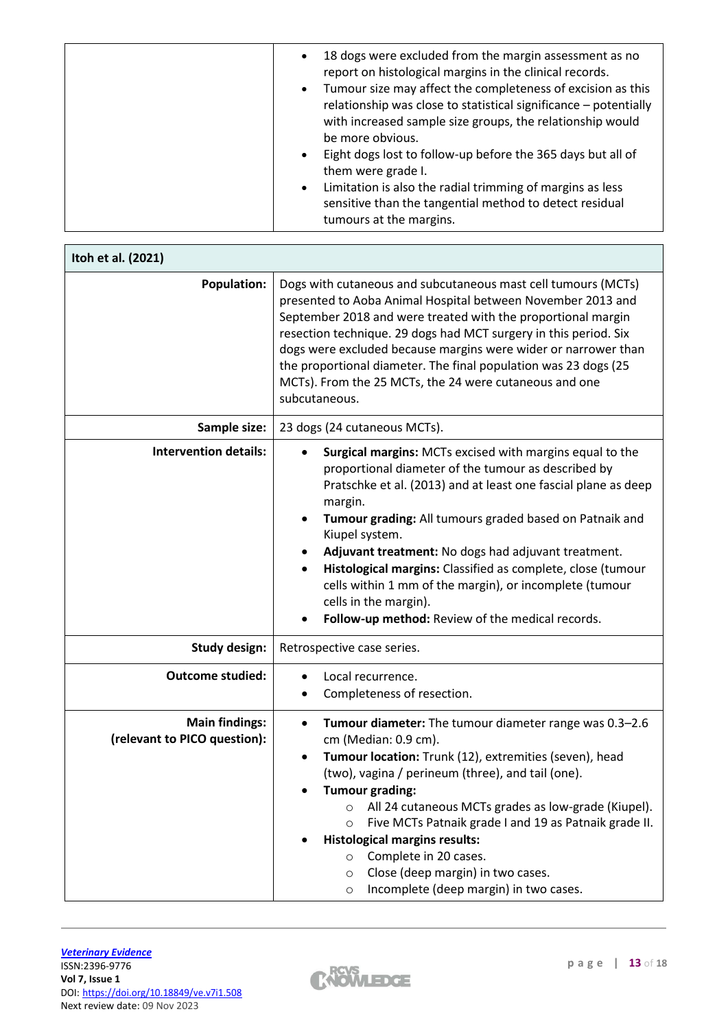| | |
|---|---|
| | • 18 dogs were excluded from the margin assessment as no report on histological margins in the clinical records.<br>• Tumour size may affect the completeness of excision as this relationship was close to statistical significance – potentially with increased sample size groups, the relationship would be more obvious.<br>• Eight dogs lost to follow-up before the 365 days but all of them were grade I.<br>• Limitation is also the radial trimming of margins as less sensitive than the tangential method to detect residual tumours at the margins. |

| **Itoh et al. (2021)** | |
|---|---|
| **Population:** | Dogs with cutaneous and subcutaneous mast cell tumours (MCTs) presented to Aoba Animal Hospital between November 2013 and September 2018 and were treated with the proportional margin resection technique. 29 dogs had MCT surgery in this period. Six dogs were excluded because margins were wider or narrower than the proportional diameter. The final population was 23 dogs (25 MCTs). From the 25 MCTs, the 24 were cutaneous and one subcutaneous. |
| **Sample size:** | 23 dogs (24 cutaneous MCTs). |
| **Intervention details:** | • **Surgical margins:** MCTs excised with margins equal to the proportional diameter of the tumour as described by Pratschke et al. (2013) and at least one fascial plane as deep margin.<br>• **Tumour grading:** All tumours graded based on Patnaik and Kiupel system.<br>• **Adjuvant treatment:** No dogs had adjuvant treatment.<br>• **Histological margins:** Classified as complete, close (tumour cells within 1 mm of the margin), or incomplete (tumour cells in the margin).<br>• **Follow-up method:** Review of the medical records. |
| **Study design:** | Retrospective case series. |
| **Outcome studied:** | • Local recurrence.<br>• Completeness of resection. |
| **Main findings:** **(relevant to PICO question):** | • **Tumour diameter:** The tumour diameter range was 0.3–2.6 cm (Median: 0.9 cm).<br>• **Tumour location:** Trunk (12), extremities (seven), head (two), vagina / perineum (three), and tail (one).<br>• **Tumour grading:**<br>&nbsp;&nbsp;&nbsp;&nbsp;○ All 24 cutaneous MCTs grades as low-grade (Kiupel).<br>&nbsp;&nbsp;&nbsp;&nbsp;○ Five MCTs Patnaik grade I and 19 as Patnaik grade II.<br>• **Histological margins results:**<br>&nbsp;&nbsp;&nbsp;&nbsp;○ Complete in 20 cases.<br>&nbsp;&nbsp;&nbsp;&nbsp;○ Close (deep margin) in two cases.<br>&nbsp;&nbsp;&nbsp;&nbsp;○ Incomplete (deep margin) in two cases. |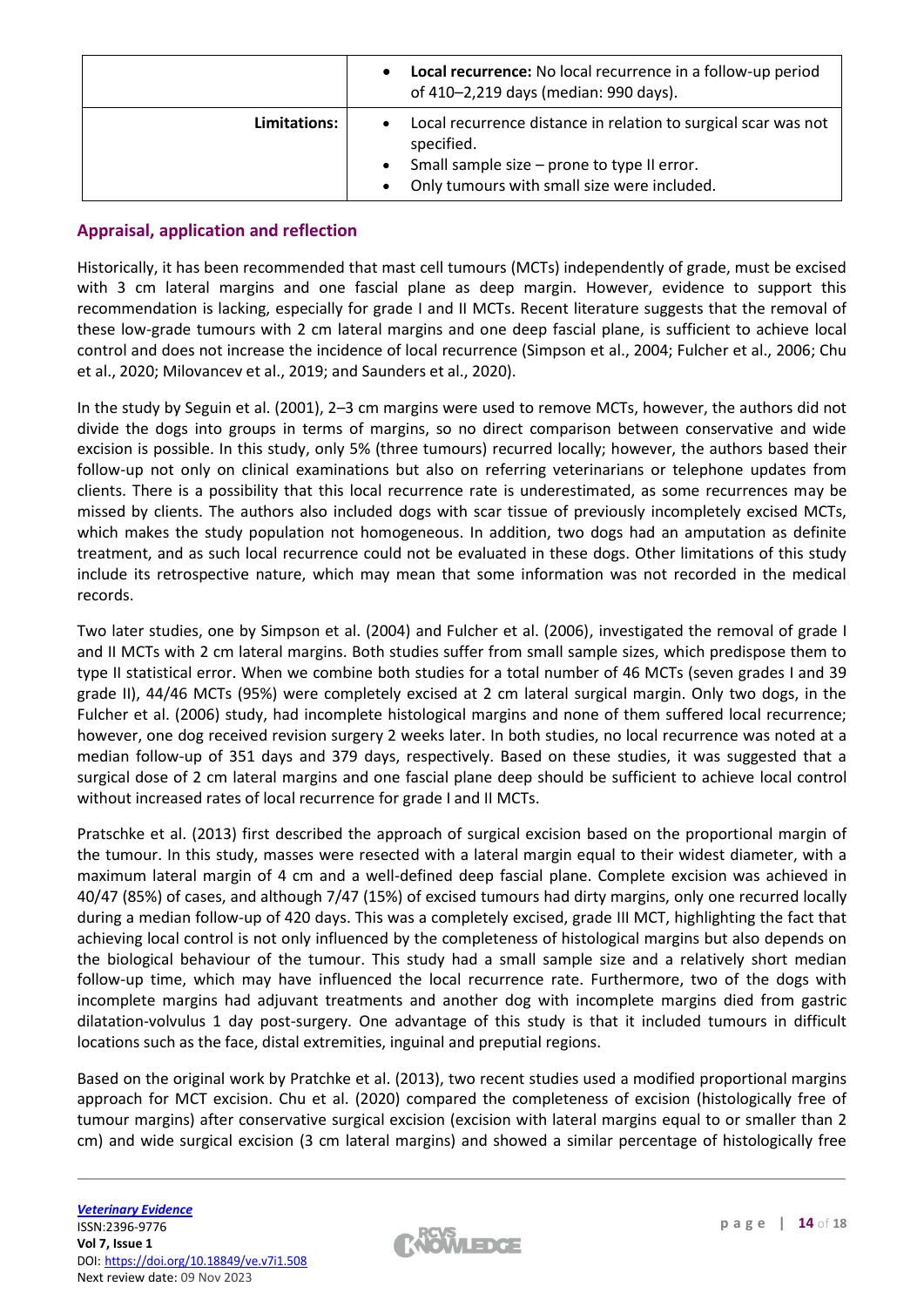| | |
|---|---|
| | • **Local recurrence:** No local recurrence in a follow-up period of 410–2,219 days (median: 990 days). |
| **Limitations:** | • Local recurrence distance in relation to surgical scar was not specified.<br>• Small sample size – prone to type II error.<br>• Only tumours with small size were included. |

## Appraisal, application and reflection

Historically, it has been recommended that mast cell tumours (MCTs) independently of grade, must be excised with 3 cm lateral margins and one fascial plane as deep margin. However, evidence to support this recommendation is lacking, especially for grade I and II MCTs. Recent literature suggests that the removal of these low-grade tumours with 2 cm lateral margins and one deep fascial plane, is sufficient to achieve local control and does not increase the incidence of local recurrence (Simpson et al., 2004; Fulcher et al., 2006; Chu et al., 2020; Milovancev et al., 2019; and Saunders et al., 2020).

In the study by Seguin et al. (2001), 2–3 cm margins were used to remove MCTs, however, the authors did not divide the dogs into groups in terms of margins, so no direct comparison between conservative and wide excision is possible. In this study, only 5% (three tumours) recurred locally; however, the authors based their follow-up not only on clinical examinations but also on referring veterinarians or telephone updates from clients. There is a possibility that this local recurrence rate is underestimated, as some recurrences may be missed by clients. The authors also included dogs with scar tissue of previously incompletely excised MCTs, which makes the study population not homogeneous. In addition, two dogs had an amputation as definite treatment, and as such local recurrence could not be evaluated in these dogs. Other limitations of this study include its retrospective nature, which may mean that some information was not recorded in the medical records.

Two later studies, one by Simpson et al. (2004) and Fulcher et al. (2006), investigated the removal of grade I and II MCTs with 2 cm lateral margins. Both studies suffer from small sample sizes, which predispose them to type II statistical error. When we combine both studies for a total number of 46 MCTs (seven grades I and 39 grade II), 44/46 MCTs (95%) were completely excised at 2 cm lateral surgical margin. Only two dogs, in the Fulcher et al. (2006) study, had incomplete histological margins and none of them suffered local recurrence; however, one dog received revision surgery 2 weeks later. In both studies, no local recurrence was noted at a median follow-up of 351 days and 379 days, respectively. Based on these studies, it was suggested that a surgical dose of 2 cm lateral margins and one fascial plane deep should be sufficient to achieve local control without increased rates of local recurrence for grade I and II MCTs.

Pratschke et al. (2013) first described the approach of surgical excision based on the proportional margin of the tumour. In this study, masses were resected with a lateral margin equal to their widest diameter, with a maximum lateral margin of 4 cm and a well-defined deep fascial plane. Complete excision was achieved in 40/47 (85%) of cases, and although 7/47 (15%) of excised tumours had dirty margins, only one recurred locally during a median follow-up of 420 days. This was a completely excised, grade III MCT, highlighting the fact that achieving local control is not only influenced by the completeness of histological margins but also depends on the biological behaviour of the tumour. This study had a small sample size and a relatively short median follow-up time, which may have influenced the local recurrence rate. Furthermore, two of the dogs with incomplete margins had adjuvant treatments and another dog with incomplete margins died from gastric dilatation-volvulus 1 day post-surgery. One advantage of this study is that it included tumours in difficult locations such as the face, distal extremities, inguinal and preputial regions.

Based on the original work by Pratchke et al. (2013), two recent studies used a modified proportional margins approach for MCT excision. Chu et al. (2020) compared the completeness of excision (histologically free of tumour margins) after conservative surgical excision (excision with lateral margins equal to or smaller than 2 cm) and wide surgical excision (3 cm lateral margins) and showed a similar percentage of histologically free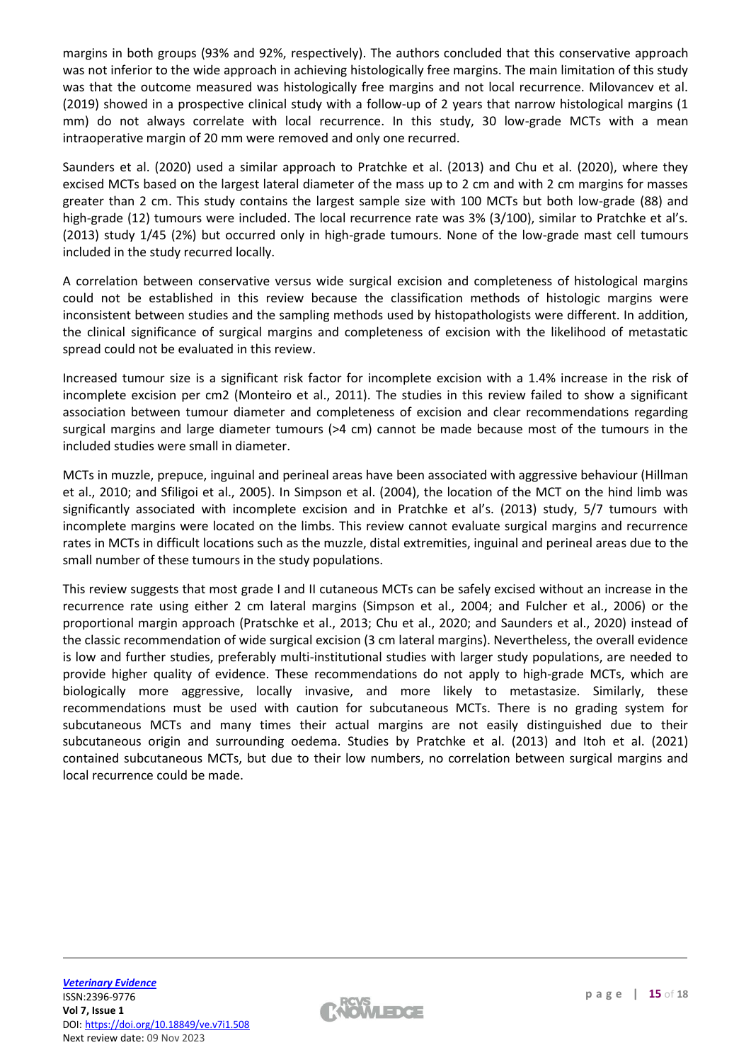margins in both groups (93% and 92%, respectively). The authors concluded that this conservative approach was not inferior to the wide approach in achieving histologically free margins. The main limitation of this study was that the outcome measured was histologically free margins and not local recurrence. Milovancev et al. (2019) showed in a prospective clinical study with a follow-up of 2 years that narrow histological margins (1 mm) do not always correlate with local recurrence. In this study, 30 low-grade MCTs with a mean intraoperative margin of 20 mm were removed and only one recurred.

Saunders et al. (2020) used a similar approach to Pratchke et al. (2013) and Chu et al. (2020), where they excised MCTs based on the largest lateral diameter of the mass up to 2 cm and with 2 cm margins for masses greater than 2 cm. This study contains the largest sample size with 100 MCTs but both low-grade (88) and high-grade (12) tumours were included. The local recurrence rate was 3% (3/100), similar to Pratchke et al's. (2013) study 1/45 (2%) but occurred only in high-grade tumours. None of the low-grade mast cell tumours included in the study recurred locally.

A correlation between conservative versus wide surgical excision and completeness of histological margins could not be established in this review because the classification methods of histologic margins were inconsistent between studies and the sampling methods used by histopathologists were different. In addition, the clinical significance of surgical margins and completeness of excision with the likelihood of metastatic spread could not be evaluated in this review.

Increased tumour size is a significant risk factor for incomplete excision with a 1.4% increase in the risk of incomplete excision per $cm^2$ (Monteiro et al., 2011). The studies in this review failed to show a significant association between tumour diameter and completeness of excision and clear recommendations regarding surgical margins and large diameter tumours (>4 cm) cannot be made because most of the tumours in the included studies were small in diameter.

MCTs in muzzle, prepuce, inguinal and perineal areas have been associated with aggressive behaviour (Hillman et al., 2010; and Sfiligoi et al., 2005). In Simpson et al. (2004), the location of the MCT on the hind limb was significantly associated with incomplete excision and in Pratchke et al's. (2013) study, 5/7 tumours with incomplete margins were located on the limbs. This review cannot evaluate surgical margins and recurrence rates in MCTs in difficult locations such as the muzzle, distal extremities, inguinal and perineal areas due to the small number of these tumours in the study populations.

This review suggests that most grade I and II cutaneous MCTs can be safely excised without an increase in the recurrence rate using either 2 cm lateral margins (Simpson et al., 2004; and Fulcher et al., 2006) or the proportional margin approach (Pratschke et al., 2013; Chu et al., 2020; and Saunders et al., 2020) instead of the classic recommendation of wide surgical excision (3 cm lateral margins). Nevertheless, the overall evidence is low and further studies, preferably multi-institutional studies with larger study populations, are needed to provide higher quality of evidence. These recommendations do not apply to high-grade MCTs, which are biologically more aggressive, locally invasive, and more likely to metastasize. Similarly, these recommendations must be used with caution for subcutaneous MCTs. There is no grading system for subcutaneous MCTs and many times their actual margins are not easily distinguished due to their subcutaneous origin and surrounding oedema. Studies by Pratchke et al. (2013) and Itoh et al. (2021) contained subcutaneous MCTs, but due to their low numbers, no correlation between surgical margins and local recurrence could be made.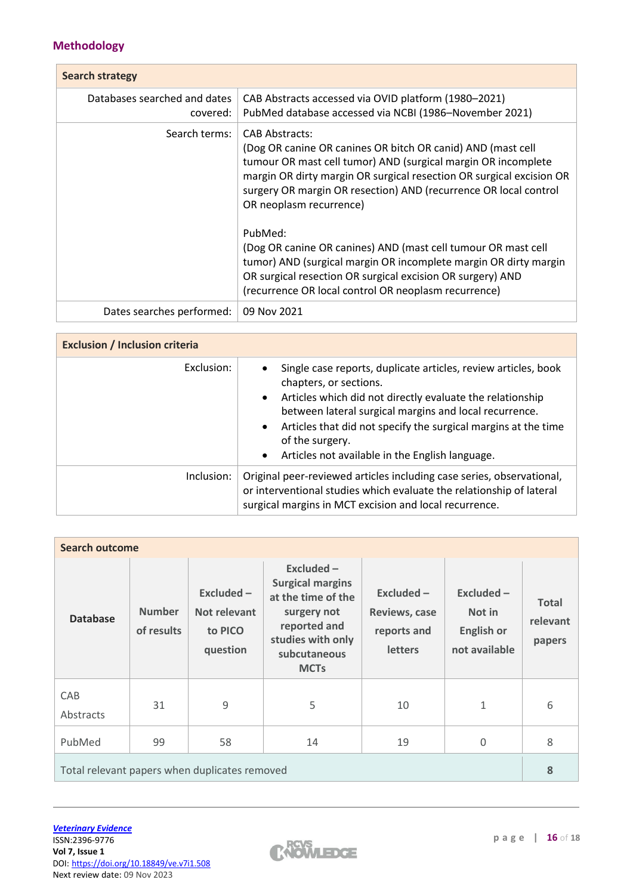## Methodology

| Search strategy | |
|---|---|
| Databases searched and dates covered: | CAB Abstracts accessed via OVID platform (1980–2021)<br>PubMed database accessed via NCBI (1986–November 2021) |
| Search terms: | CAB Abstracts:<br>(Dog OR canine OR canines OR bitch OR canid) AND (mast cell tumour OR mast cell tumor) AND (surgical margin OR incomplete margin OR dirty margin OR surgical resection OR surgical excision OR surgery OR margin OR resection) AND (recurrence OR local control OR neoplasm recurrence)<br><br>PubMed:<br>(Dog OR canine OR canines) AND (mast cell tumour OR mast cell tumor) AND (surgical margin OR incomplete margin OR dirty margin OR surgical resection OR surgical excision OR surgery) AND (recurrence OR local control OR neoplasm recurrence) |
| Dates searches performed: | 09 Nov 2021 |

| Exclusion / Inclusion criteria | |
|---|---|
| Exclusion: | • Single case reports, duplicate articles, review articles, book chapters, or sections.<br>• Articles which did not directly evaluate the relationship between lateral surgical margins and local recurrence.<br>• Articles that did not specify the surgical margins at the time of the surgery.<br>• Articles not available in the English language. |
| Inclusion: | Original peer-reviewed articles including case series, observational, or interventional studies which evaluate the relationship of lateral surgical margins in MCT excision and local recurrence. |

**Search outcome**

| Database | Number of results | Excluded – Not relevant to PICO question | Excluded – Surgical margins at the time of the surgery not reported and studies with only subcutaneous MCTs | Excluded – Reviews, case reports and letters | Excluded – Not in English or not available | Total relevant papers |
|---|---|---|---|---|---|---|
| CAB Abstracts | 31 | 9 | 5 | 10 | 1 | 6 |
| PubMed | 99 | 58 | 14 | 19 | 0 | 8 |
| Total relevant papers when duplicates removed | | | | | | 8 |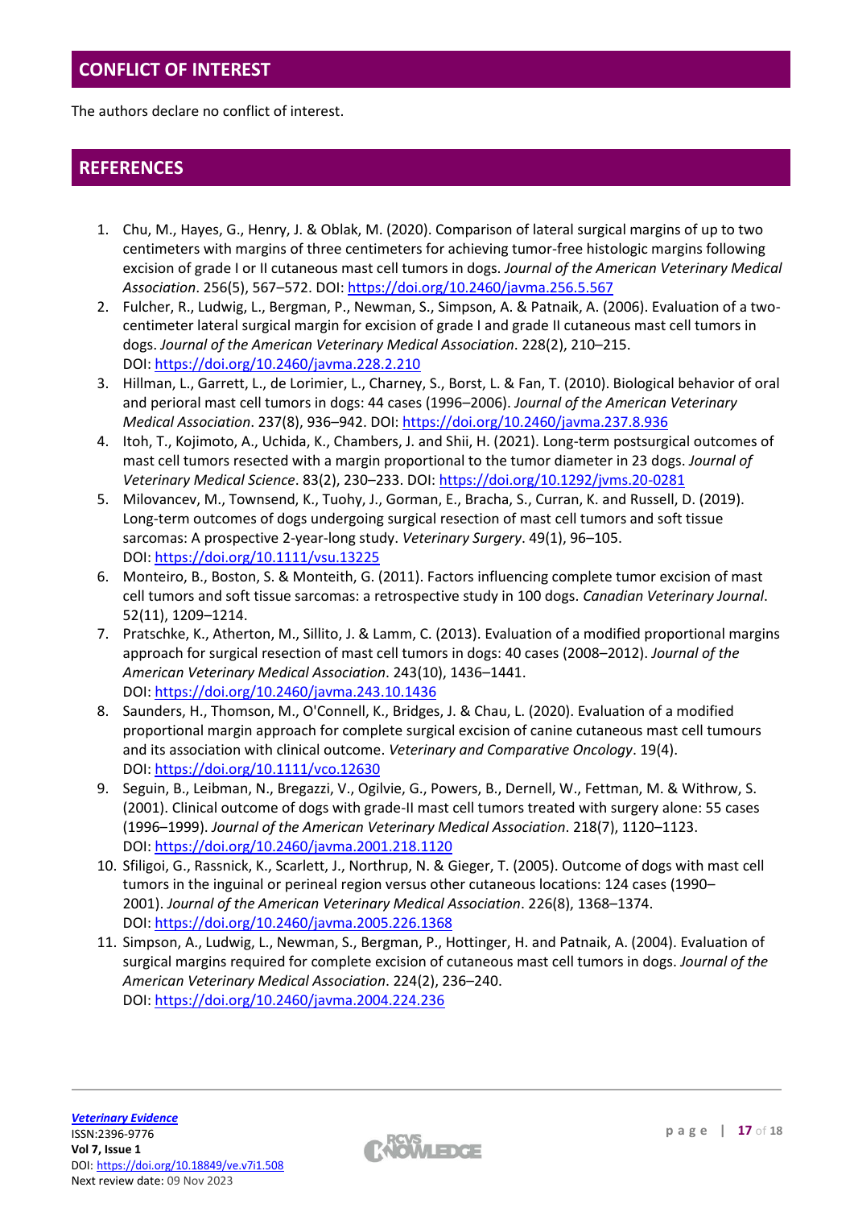## CONFLICT OF INTEREST

The authors declare no conflict of interest.

## REFERENCES

1. Chu, M., Hayes, G., Henry, J. & Oblak, M. (2020). Comparison of lateral surgical margins of up to two centimeters with margins of three centimeters for achieving tumor-free histologic margins following excision of grade I or II cutaneous mast cell tumors in dogs. *Journal of the American Veterinary Medical Association*. 256(5), 567–572. DOI: https://doi.org/10.2460/javma.256.5.567
2. Fulcher, R., Ludwig, L., Bergman, P., Newman, S., Simpson, A. & Patnaik, A. (2006). Evaluation of a two-centimeter lateral surgical margin for excision of grade I and grade II cutaneous mast cell tumors in dogs. *Journal of the American Veterinary Medical Association*. 228(2), 210–215. DOI: https://doi.org/10.2460/javma.228.2.210
3. Hillman, L., Garrett, L., de Lorimier, L., Charney, S., Borst, L. & Fan, T. (2010). Biological behavior of oral and perioral mast cell tumors in dogs: 44 cases (1996–2006). *Journal of the American Veterinary Medical Association*. 237(8), 936–942. DOI: https://doi.org/10.2460/javma.237.8.936
4. Itoh, T., Kojimoto, A., Uchida, K., Chambers, J. and Shii, H. (2021). Long-term postsurgical outcomes of mast cell tumors resected with a margin proportional to the tumor diameter in 23 dogs. *Journal of Veterinary Medical Science*. 83(2), 230–233. DOI: https://doi.org/10.1292/jvms.20-0281
5. Milovancev, M., Townsend, K., Tuohy, J., Gorman, E., Bracha, S., Curran, K. and Russell, D. (2019). Long-term outcomes of dogs undergoing surgical resection of mast cell tumors and soft tissue sarcomas: A prospective 2-year-long study. *Veterinary Surgery*. 49(1), 96–105. DOI: https://doi.org/10.1111/vsu.13225
6. Monteiro, B., Boston, S. & Monteith, G. (2011). Factors influencing complete tumor excision of mast cell tumors and soft tissue sarcomas: a retrospective study in 100 dogs. *Canadian Veterinary Journal*. 52(11), 1209–1214.
7. Pratschke, K., Atherton, M., Sillito, J. & Lamm, C. (2013). Evaluation of a modified proportional margins approach for surgical resection of mast cell tumors in dogs: 40 cases (2008–2012). *Journal of the American Veterinary Medical Association*. 243(10), 1436–1441. DOI: https://doi.org/10.2460/javma.243.10.1436
8. Saunders, H., Thomson, M., O'Connell, K., Bridges, J. & Chau, L. (2020). Evaluation of a modified proportional margin approach for complete surgical excision of canine cutaneous mast cell tumours and its association with clinical outcome. *Veterinary and Comparative Oncology*. 19(4). DOI: https://doi.org/10.1111/vco.12630
9. Seguin, B., Leibman, N., Bregazzi, V., Ogilvie, G., Powers, B., Dernell, W., Fettman, M. & Withrow, S. (2001). Clinical outcome of dogs with grade-II mast cell tumors treated with surgery alone: 55 cases (1996–1999). *Journal of the American Veterinary Medical Association*. 218(7), 1120–1123. DOI: https://doi.org/10.2460/javma.2001.218.1120
10. Sfiligoi, G., Rassnick, K., Scarlett, J., Northrup, N. & Gieger, T. (2005). Outcome of dogs with mast cell tumors in the inguinal or perineal region versus other cutaneous locations: 124 cases (1990–2001). *Journal of the American Veterinary Medical Association*. 226(8), 1368–1374. DOI: https://doi.org/10.2460/javma.2005.226.1368
11. Simpson, A., Ludwig, L., Newman, S., Bergman, P., Hottinger, H. and Patnaik, A. (2004). Evaluation of surgical margins required for complete excision of cutaneous mast cell tumors in dogs. *Journal of the American Veterinary Medical Association*. 224(2), 236–240. DOI: https://doi.org/10.2460/javma.2004.224.236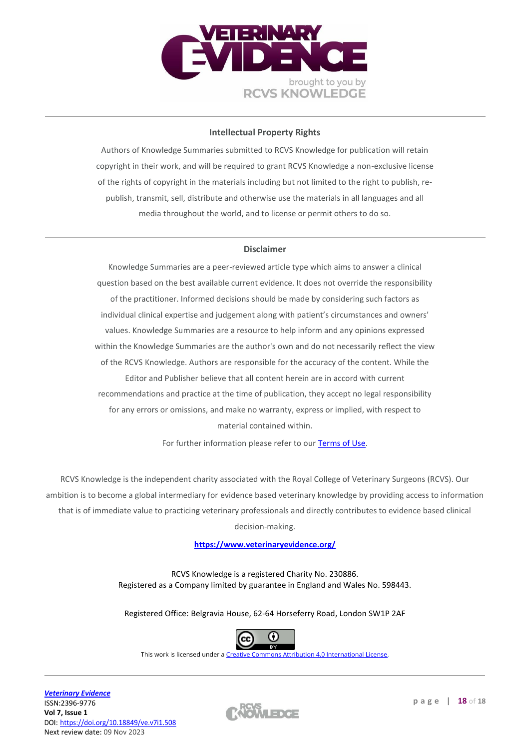## Intellectual Property Rights

Authors of Knowledge Summaries submitted to RCVS Knowledge for publication will retain copyright in their work, and will be required to grant RCVS Knowledge a non-exclusive license of the rights of copyright in the materials including but not limited to the right to publish, re-publish, transmit, sell, distribute and otherwise use the materials in all languages and all media throughout the world, and to license or permit others to do so.

## Disclaimer

Knowledge Summaries are a peer-reviewed article type which aims to answer a clinical question based on the best available current evidence. It does not override the responsibility of the practitioner. Informed decisions should be made by considering such factors as individual clinical expertise and judgement along with patient's circumstances and owners' values. Knowledge Summaries are a resource to help inform and any opinions expressed within the Knowledge Summaries are the author's own and do not necessarily reflect the view of the RCVS Knowledge. Authors are responsible for the accuracy of the content. While the Editor and Publisher believe that all content herein are in accord with current recommendations and practice at the time of publication, they accept no legal responsibility for any errors or omissions, and make no warranty, express or implied, with respect to material contained within.

For further information please refer to our Terms of Use.

RCVS Knowledge is the independent charity associated with the Royal College of Veterinary Surgeons (RCVS). Our ambition is to become a global intermediary for evidence based veterinary knowledge by providing access to information that is of immediate value to practicing veterinary professionals and directly contributes to evidence based clinical decision-making.

**https://www.veterinaryevidence.org/**

RCVS Knowledge is a registered Charity No. 230886.
Registered as a Company limited by guarantee in England and Wales No. 598443.

Registered Office: Belgravia House, 62-64 Horseferry Road, London SW1P 2AF

This work is licensed under a Creative Commons Attribution 4.0 International License.

*Veterinary Evidence*
ISSN:2396-9776
**Vol 7, Issue 1**
DOI: https://doi.org/10.18849/ve.v7i1.508
Next review date: 09 Nov 2023